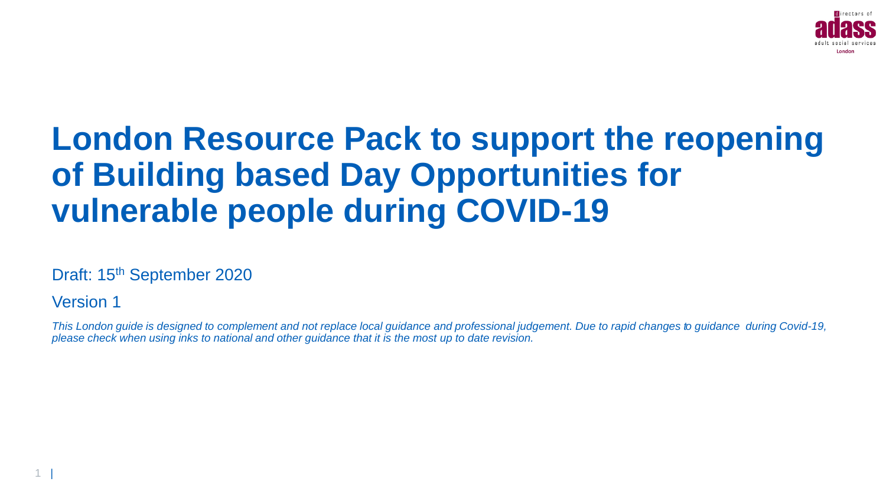# London Resource Pack to support the reopening of Building based Day Opportunities for vulnerable people during COVID-19

Draft: 15th September 2020

Version 1

*This London guide is designed to complement and not replace local guidance and professional judgement. Due to rapid changes to guidance during Covid-19, please check when using inks to national and other guidance that it is the most up to date revision.*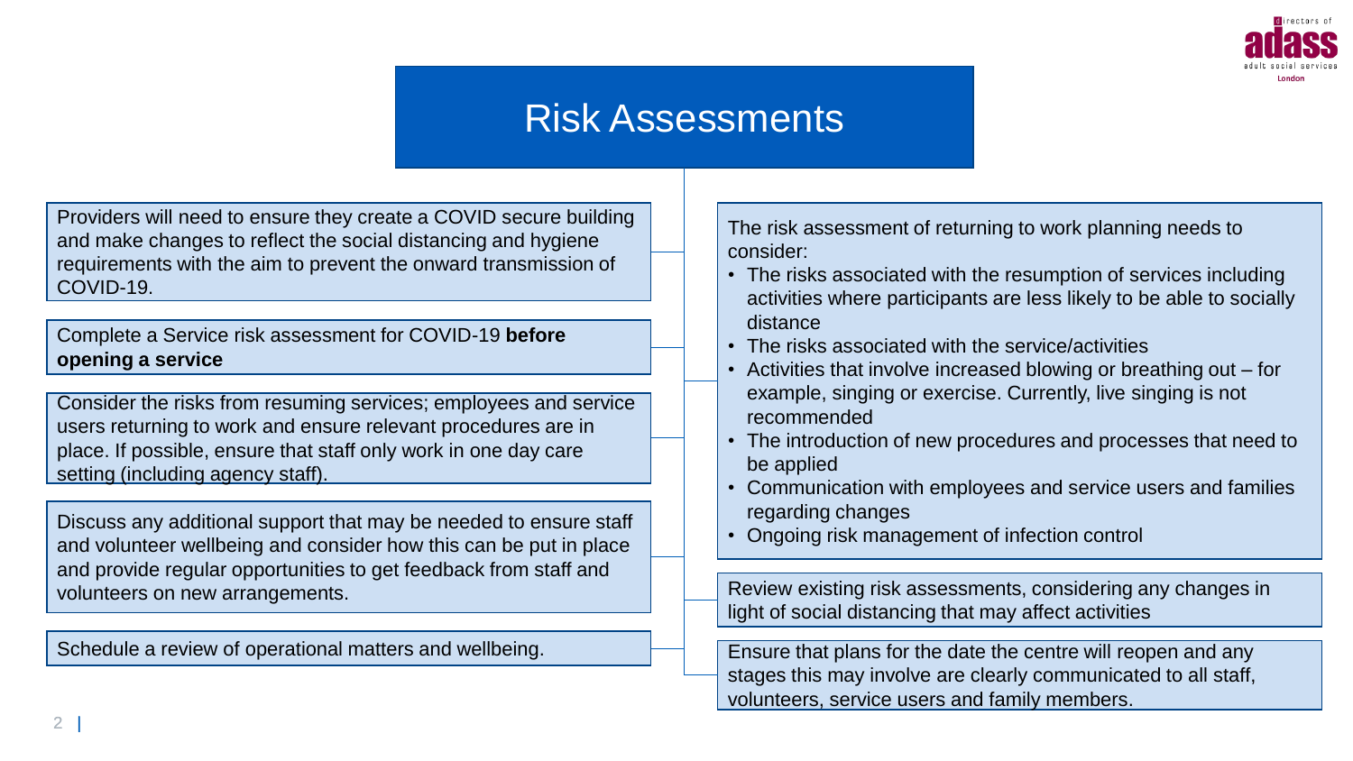# Risk Assessments

Providers will need to ensure they create a COVID secure building and make changes to reflect the social distancing and hygiene requirements with the aim to prevent the onward transmission of COVID-19.

Complete a Service risk assessment for COVID-19 **before opening a service**

Consider the risks from resuming services; employees and service users returning to work and ensure relevant procedures are in place. If possible, ensure that staff only work in one day care setting (including agency staff).

Discuss any additional support that may be needed to ensure staff and volunteer wellbeing and consider how this can be put in place and provide regular opportunities to get feedback from staff and volunteers on new arrangements.

Schedule a review of operational matters and wellbeing.

The risk assessment of returning to work planning needs to consider:

- The risks associated with the resumption of services including activities where participants are less likely to be able to socially distance
- The risks associated with the service/activities
- Activities that involve increased blowing or breathing out – for example, singing or exercise. Currently, live singing is not recommended
- The introduction of new procedures and processes that need to be applied
- Communication with employees and service users and families regarding changes
- Ongoing risk management of infection control

Review existing risk assessments, considering any changes in light of social distancing that may affect activities

Ensure that plans for the date the centre will reopen and any stages this may involve are clearly communicated to all staff, volunteers, service users and family members.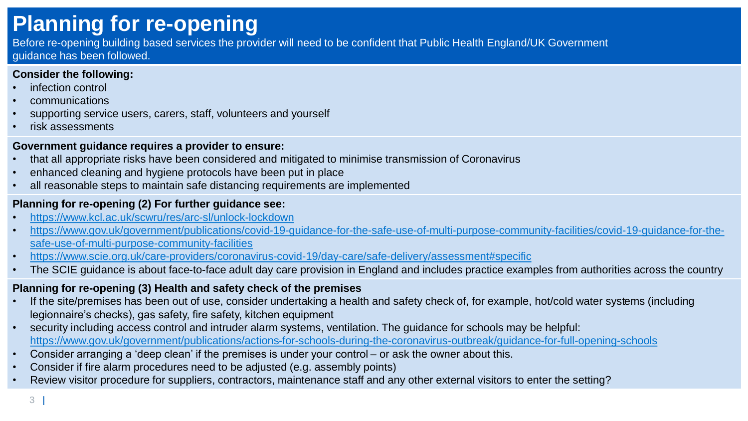# Planning for re-opening

Before re-opening building based services the provider will need to be confident that Public Health England/UK Government guidance has been followed.

**Consider the following:**

- infection control
- communications
- supporting service users, carers, staff, volunteers and yourself
- risk assessments

**Government guidance requires a provider to ensure:**

- that all appropriate risks have been considered and mitigated to minimise transmission of Coronavirus
- enhanced cleaning and hygiene protocols have been put in place
- all reasonable steps to maintain safe distancing requirements are implemented

**Planning for re-opening (2) For further guidance see:**

- https://www.kcl.ac.uk/scwru/res/arc-sl/unlock-lockdown
- https://www.gov.uk/government/publications/covid-19-guidance-for-the-safe-use-of-multi-purpose-community-facilities/covid-19-guidance-for-the-safe-use-of-multi-purpose-community-facilities
- https://www.scie.org.uk/care-providers/coronavirus-covid-19/day-care/safe-delivery/assessment#specific
- The SCIE guidance is about face-to-face adult day care provision in England and includes practice examples from authorities across the country

**Planning for re-opening (3) Health and safety check of the premises**

- If the site/premises has been out of use, consider undertaking a health and safety check of, for example, hot/cold water systems (including legionnaire's checks), gas safety, fire safety, kitchen equipment
- security including access control and intruder alarm systems, ventilation. The guidance for schools may be helpful: https://www.gov.uk/government/publications/actions-for-schools-during-the-coronavirus-outbreak/guidance-for-full-opening-schools
- Consider arranging a 'deep clean' if the premises is under your control – or ask the owner about this.
- Consider if fire alarm procedures need to be adjusted (e.g. assembly points)
- Review visitor procedure for suppliers, contractors, maintenance staff and any other external visitors to enter the setting?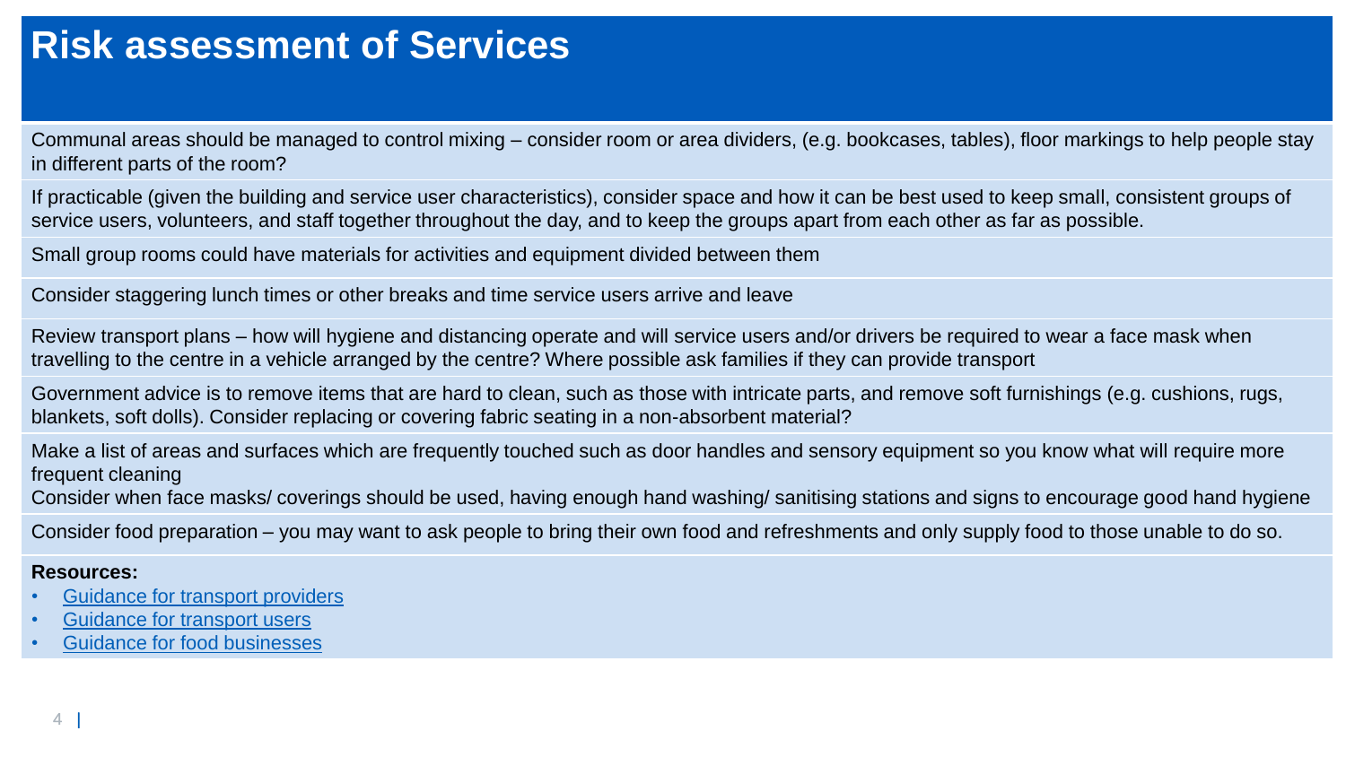# Risk assessment of Services

Communal areas should be managed to control mixing – consider room or area dividers, (e.g. bookcases, tables), floor markings to help people stay in different parts of the room?

If practicable (given the building and service user characteristics), consider space and how it can be best used to keep small, consistent groups of service users, volunteers, and staff together throughout the day, and to keep the groups apart from each other as far as possible.

Small group rooms could have materials for activities and equipment divided between them

Consider staggering lunch times or other breaks and time service users arrive and leave

Review transport plans – how will hygiene and distancing operate and will service users and/or drivers be required to wear a face mask when travelling to the centre in a vehicle arranged by the centre? Where possible ask families if they can provide transport

Government advice is to remove items that are hard to clean, such as those with intricate parts, and remove soft furnishings (e.g. cushions, rugs, blankets, soft dolls). Consider replacing or covering fabric seating in a non-absorbent material?

Make a list of areas and surfaces which are frequently touched such as door handles and sensory equipment so you know what will require more frequent cleaning

Consider when face masks/ coverings should be used, having enough hand washing/ sanitising stations and signs to encourage good hand hygiene

Consider food preparation – you may want to ask people to bring their own food and refreshments and only supply food to those unable to do so.

**Resources:**

- Guidance for transport providers
- Guidance for transport users
- Guidance for food businesses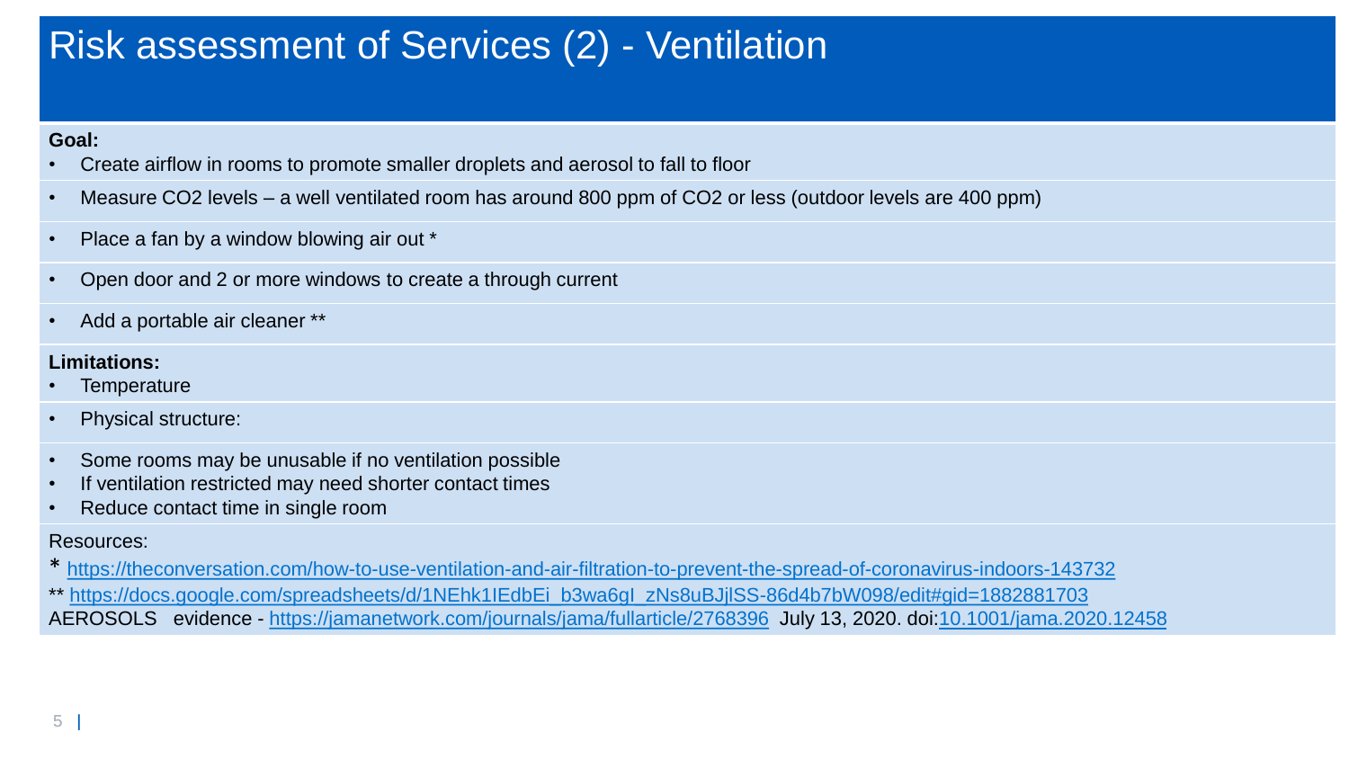# Risk assessment of Services (2) - Ventilation

**Goal:**

- Create airflow in rooms to promote smaller droplets and aerosol to fall to floor
- Measure $CO_2$ levels – a well ventilated room has around 800 ppm of $CO_2$ or less (outdoor levels are 400 ppm)
- Place a fan by a window blowing air out *
- Open door and 2 or more windows to create a through current
- Add a portable air cleaner **

**Limitations:**

- Temperature
- Physical structure:
- Some rooms may be unusable if no ventilation possible
- If ventilation restricted may need shorter contact times
- Reduce contact time in single room

Resources:

* https://theconversation.com/how-to-use-ventilation-and-air-filtration-to-prevent-the-spread-of-coronavirus-indoors-143732

** https://docs.google.com/spreadsheets/d/1NEhk1IEdbEi_b3wa6gI_zNs8uBJjlSS-86d4b7bW098/edit#gid=1882881703

AEROSOLS evidence - https://jamanetwork.com/journals/jama/fullarticle/2768396 July 13, 2020. doi:10.1001/jama.2020.12458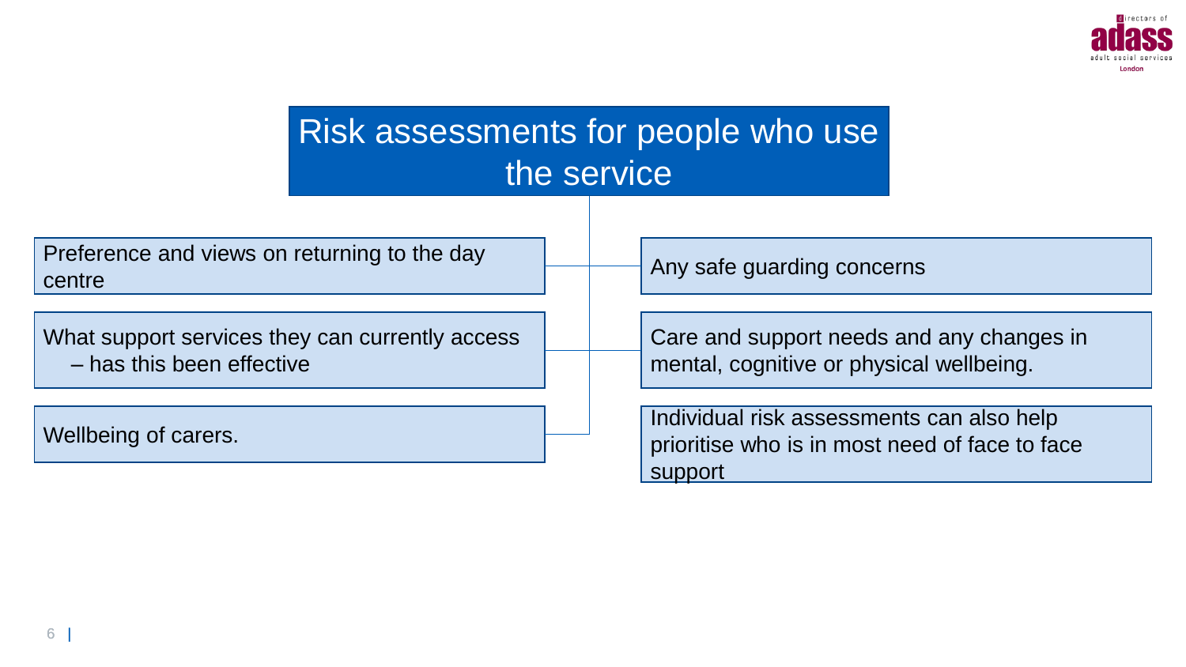# Risk assessments for people who use the service

- Preference and views on returning to the day centre
- What support services they can currently access – has this been effective
- Wellbeing of carers.
- Any safe guarding concerns
- Care and support needs and any changes in mental, cognitive or physical wellbeing.
- Individual risk assessments can also help prioritise who is in most need of face to face support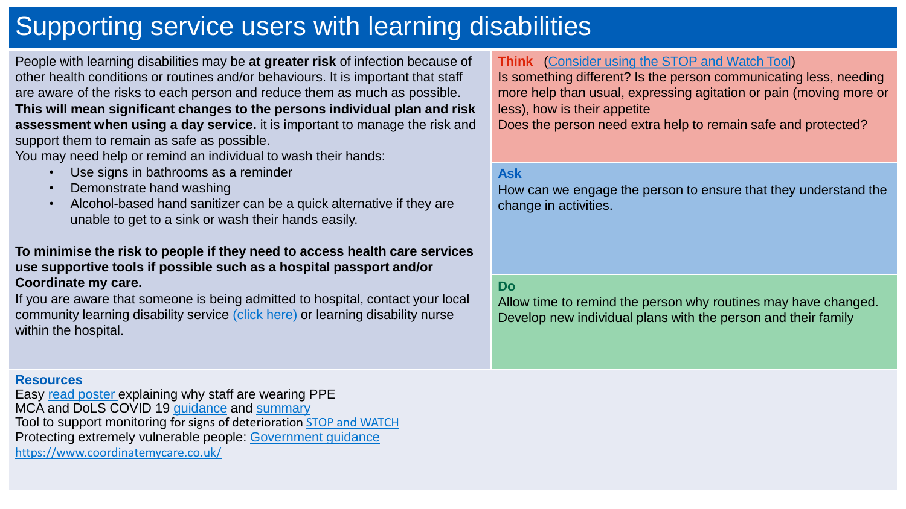# Supporting service users with learning disabilities

People with learning disabilities may be **at greater risk** of infection because of other health conditions or routines and/or behaviours. It is important that staff are aware of the risks to each person and reduce them as much as possible. **This will mean significant changes to the persons individual plan and risk assessment when using a day service.** it is important to manage the risk and support them to remain as safe as possible.

You may need help or remind an individual to wash their hands:

- Use signs in bathrooms as a reminder
- Demonstrate hand washing
- Alcohol-based hand sanitizer can be a quick alternative if they are unable to get to a sink or wash their hands easily.

**To minimise the risk to people if they need to access health care services use supportive tools if possible such as a hospital passport and/or Coordinate my care.**

If you are aware that someone is being admitted to hospital, contact your local community learning disability service (click here) or learning disability nurse within the hospital.

### Think (Consider using the STOP and Watch Tool)

Is something different? Is the person communicating less, needing more help than usual, expressing agitation or pain (moving more or less), how is their appetite

Does the person need extra help to remain safe and protected?

### Ask

How can we engage the person to ensure that they understand the change in activities.

### Do

Allow time to remind the person why routines may have changed.

Develop new individual plans with the person and their family

### Resources

Easy read poster explaining why staff are wearing PPE

MCA and DoLS COVID 19 guidance and summary

Tool to support monitoring for signs of deterioration STOP and WATCH

Protecting extremely vulnerable people: Government guidance

https://www.coordinatemycare.co.uk/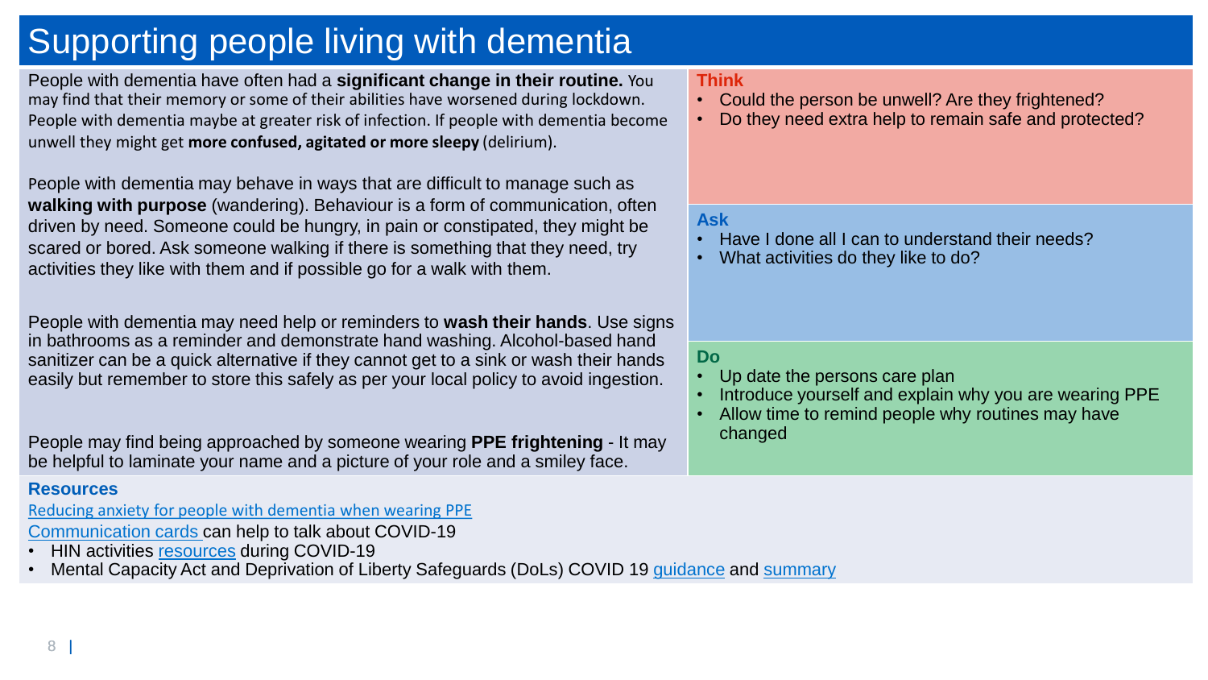# Supporting people living with dementia

People with dementia have often had a **significant change in their routine.** You may find that their memory or some of their abilities have worsened during lockdown. People with dementia maybe at greater risk of infection. If people with dementia become unwell they might get **more confused, agitated or more sleepy** (delirium).

People with dementia may behave in ways that are difficult to manage such as **walking with purpose** (wandering). Behaviour is a form of communication, often driven by need. Someone could be hungry, in pain or constipated, they might be scared or bored. Ask someone walking if there is something that they need, try activities they like with them and if possible go for a walk with them.

People with dementia may need help or reminders to **wash their hands**. Use signs in bathrooms as a reminder and demonstrate hand washing. Alcohol-based hand sanitizer can be a quick alternative if they cannot get to a sink or wash their hands easily but remember to store this safely as per your local policy to avoid ingestion.

People may find being approached by someone wearing **PPE frightening** - It may be helpful to laminate your name and a picture of your role and a smiley face.

### Think

- Could the person be unwell? Are they frightened?
- Do they need extra help to remain safe and protected?

### Ask

- Have I done all I can to understand their needs?
- What activities do they like to do?

### Do

- Up date the persons care plan
- Introduce yourself and explain why you are wearing PPE
- Allow time to remind people why routines may have changed

### Resources

Reducing anxiety for people with dementia when wearing PPE

Communication cards can help to talk about COVID-19

- HIN activities resources during COVID-19
- Mental Capacity Act and Deprivation of Liberty Safeguards (DoLs) COVID 19 guidance and summary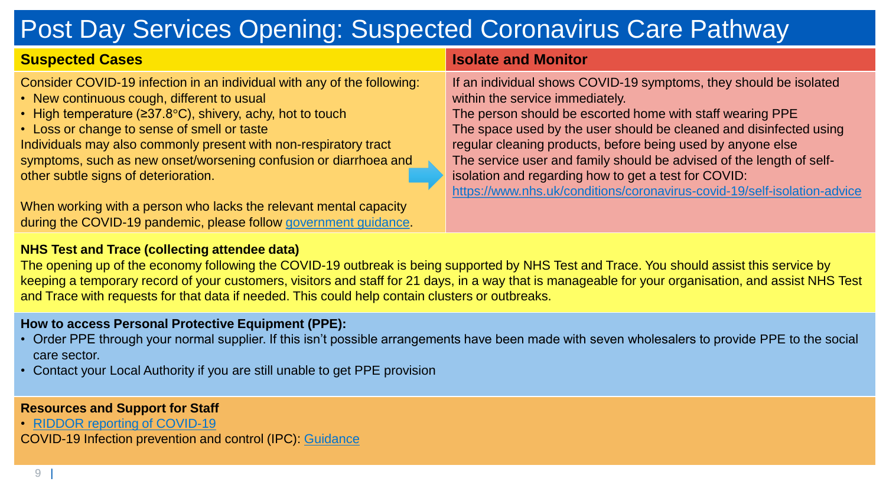# Post Day Services Opening: Suspected Coronavirus Care Pathway

## Suspected Cases

Consider COVID-19 infection in an individual with any of the following:

- New continuous cough, different to usual
- High temperature (≥37.8°C), shivery, achy, hot to touch
- Loss or change to sense of smell or taste

Individuals may also commonly present with non-respiratory tract symptoms, such as new onset/worsening confusion or diarrhoea and other subtle signs of deterioration.

When working with a person who lacks the relevant mental capacity during the COVID-19 pandemic, please follow government guidance.

## Isolate and Monitor

If an individual shows COVID-19 symptoms, they should be isolated within the service immediately.

The person should be escorted home with staff wearing PPE

The space used by the user should be cleaned and disinfected using regular cleaning products, before being used by anyone else

The service user and family should be advised of the length of self-isolation and regarding how to get a test for COVID: https://www.nhs.uk/conditions/coronavirus-covid-19/self-isolation-advice

**NHS Test and Trace (collecting attendee data)**

The opening up of the economy following the COVID-19 outbreak is being supported by NHS Test and Trace. You should assist this service by keeping a temporary record of your customers, visitors and staff for 21 days, in a way that is manageable for your organisation, and assist NHS Test and Trace with requests for that data if needed. This could help contain clusters or outbreaks.

**How to access Personal Protective Equipment (PPE):**

- Order PPE through your normal supplier. If this isn't possible arrangements have been made with seven wholesalers to provide PPE to the social care sector.
- Contact your Local Authority if you are still unable to get PPE provision

**Resources and Support for Staff**

- RIDDOR reporting of COVID-19

COVID-19 Infection prevention and control (IPC): Guidance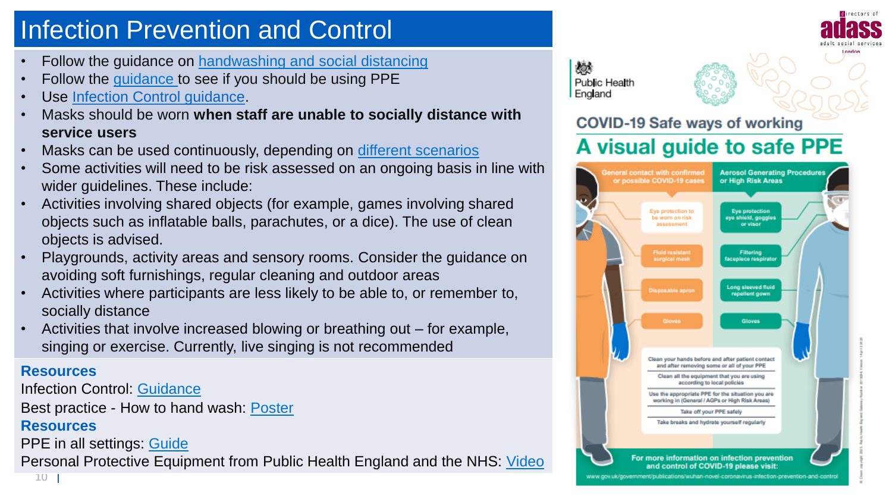# Infection Prevention and Control

- Follow the guidance on handwashing and social distancing
- Follow the guidance to see if you should be using PPE
- Use Infection Control guidance.
- Masks should be worn **when staff are unable to socially distance with service users**
- Masks can be used continuously, depending on different scenarios
- Some activities will need to be risk assessed on an ongoing basis in line with wider guidelines. These include:
- Activities involving shared objects (for example, games involving shared objects such as inflatable balls, parachutes, or a dice). The use of clean objects is advised.
- Playgrounds, activity areas and sensory rooms. Consider the guidance on avoiding soft furnishings, regular cleaning and outdoor areas
- Activities where participants are less likely to be able to, or remember to, socially distance
- Activities that involve increased blowing or breathing out – for example, singing or exercise. Currently, live singing is not recommended

## Resources

Infection Control: Guidance

Best practice - How to hand wash: Poster

## Resources

PPE in all settings: Guide

Personal Protective Equipment from Public Health England and the NHS: Video

Public Health England

## COVID-19 Safe ways of working

## A visual guide to safe PPE

| General contact with confirmed or possible COVID-19 cases | Aerosol Generating Procedures or High Risk Areas |
|---|---|
| Eye protection to be worn on risk assessment | Eye protection eye shield, goggles or visor |
| Fluid resistant surgical mask | Filtering facepiece respirator |
| Disposable apron | Long sleeved fluid repellent gown |
| Gloves | Gloves |

- Clean your hands before and after patient contact and after removing some or all of your PPE
- Clean all the equipment that you are using according to local policies
- Use the appropriate PPE for the situation you are working in (General / AGPs or High Risk Areas)
- Take off your PPE safely
- Take breaks and hydrate yourself regularly

For more information on infection prevention and control of COVID-19 please visit:
www.gov.uk/government/publications/wuhan-novel-coronavirus-infection-prevention-and-control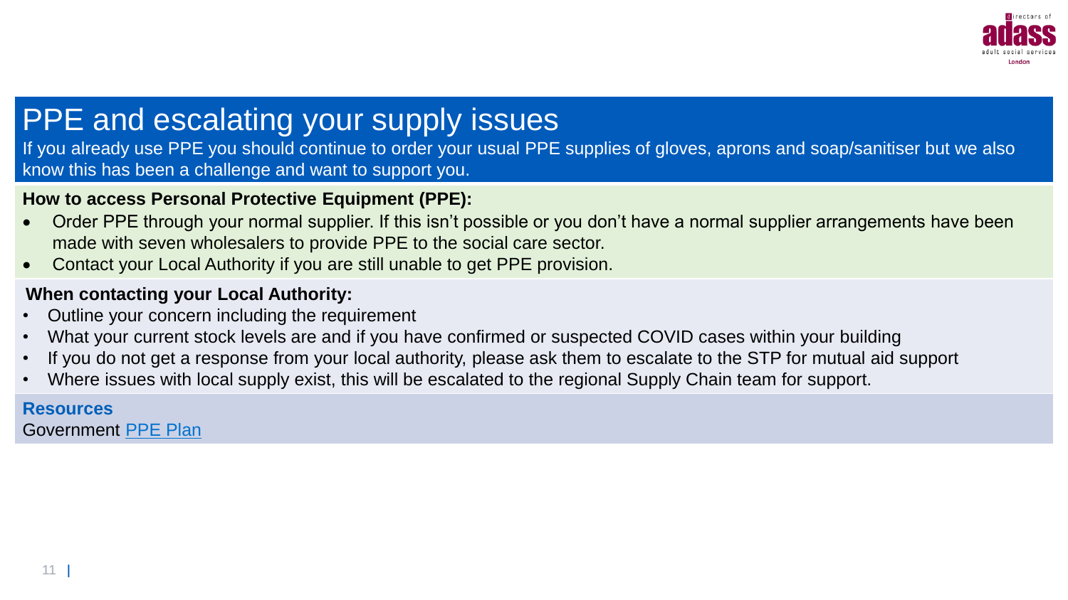# PPE and escalating your supply issues

If you already use PPE you should continue to order your usual PPE supplies of gloves, aprons and soap/sanitiser but we also know this has been a challenge and want to support you.

**How to access Personal Protective Equipment (PPE):**

- Order PPE through your normal supplier. If this isn't possible or you don't have a normal supplier arrangements have been made with seven wholesalers to provide PPE to the social care sector.
- Contact your Local Authority if you are still unable to get PPE provision.

**When contacting your Local Authority:**

- Outline your concern including the requirement
- What your current stock levels are and if you have confirmed or suspected COVID cases within your building
- If you do not get a response from your local authority, please ask them to escalate to the STP for mutual aid support
- Where issues with local supply exist, this will be escalated to the regional Supply Chain team for support.

**Resources**

Government PPE Plan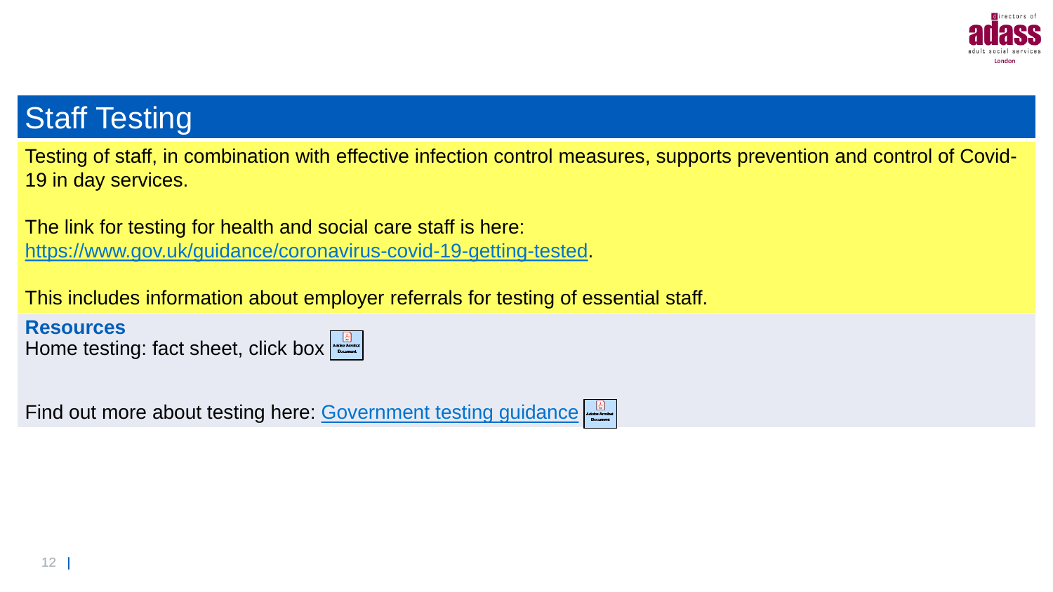# Staff Testing

Testing of staff, in combination with effective infection control measures, supports prevention and control of Covid-19 in day services.

The link for testing for health and social care staff is here: [https://www.gov.uk/guidance/coronavirus-covid-19-getting-tested](https://www.gov.uk/guidance/coronavirus-covid-19-getting-tested).

This includes information about employer referrals for testing of essential staff.

**Resources**

Home testing: fact sheet, click box

Find out more about testing here: Government testing guidance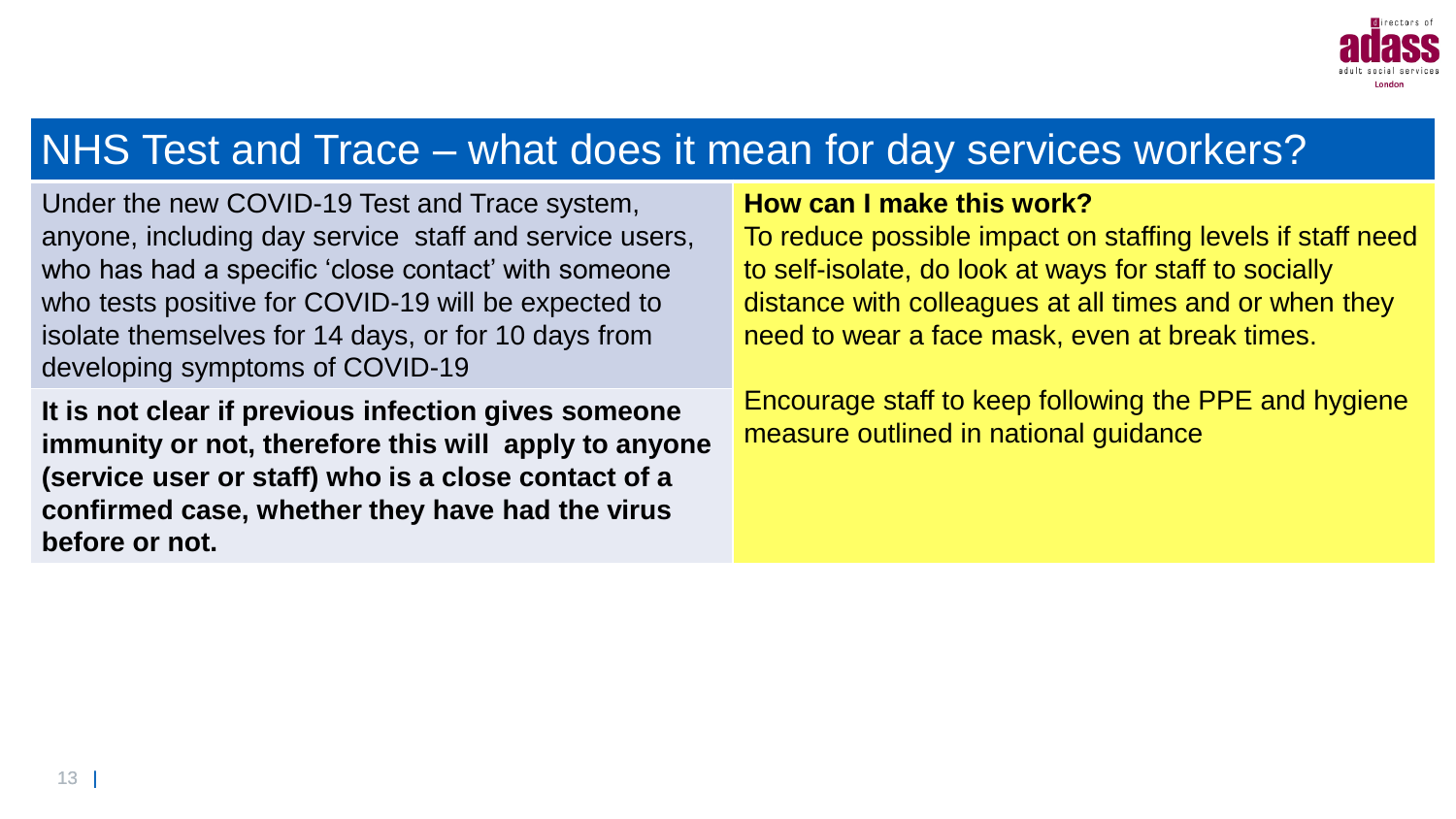# NHS Test and Trace – what does it mean for day services workers?

Under the new COVID-19 Test and Trace system, anyone, including day service staff and service users, who has had a specific 'close contact' with someone who tests positive for COVID-19 will be expected to isolate themselves for 14 days, or for 10 days from developing symptoms of COVID-19

**It is not clear if previous infection gives someone immunity or not, therefore this will apply to anyone (service user or staff) who is a close contact of a confirmed case, whether they have had the virus before or not.**

**How can I make this work?**

To reduce possible impact on staffing levels if staff need to self-isolate, do look at ways for staff to socially distance with colleagues at all times and or when they need to wear a face mask, even at break times.

Encourage staff to keep following the PPE and hygiene measure outlined in national guidance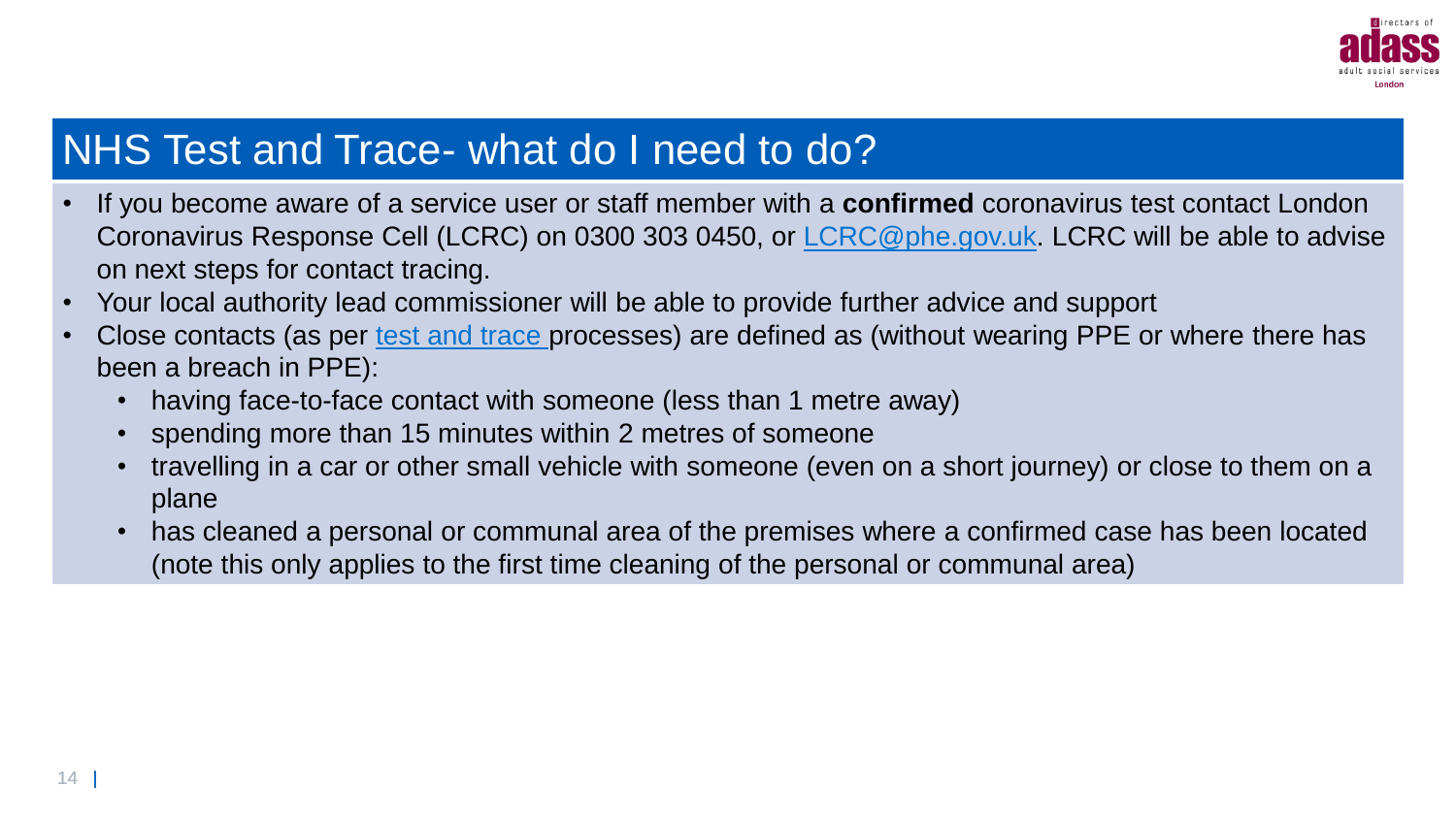# NHS Test and Trace- what do I need to do?

- If you become aware of a service user or staff member with a **confirmed** coronavirus test contact London Coronavirus Response Cell (LCRC) on 0300 303 0450, or [LCRC@phe.gov.uk](mailto:LCRC@phe.gov.uk). LCRC will be able to advise on next steps for contact tracing.
- Your local authority lead commissioner will be able to provide further advice and support
- Close contacts (as per test and trace processes) are defined as (without wearing PPE or where there has been a breach in PPE):
  - having face-to-face contact with someone (less than 1 metre away)
  - spending more than 15 minutes within 2 metres of someone
  - travelling in a car or other small vehicle with someone (even on a short journey) or close to them on a plane
  - has cleaned a personal or communal area of the premises where a confirmed case has been located (note this only applies to the first time cleaning of the personal or communal area)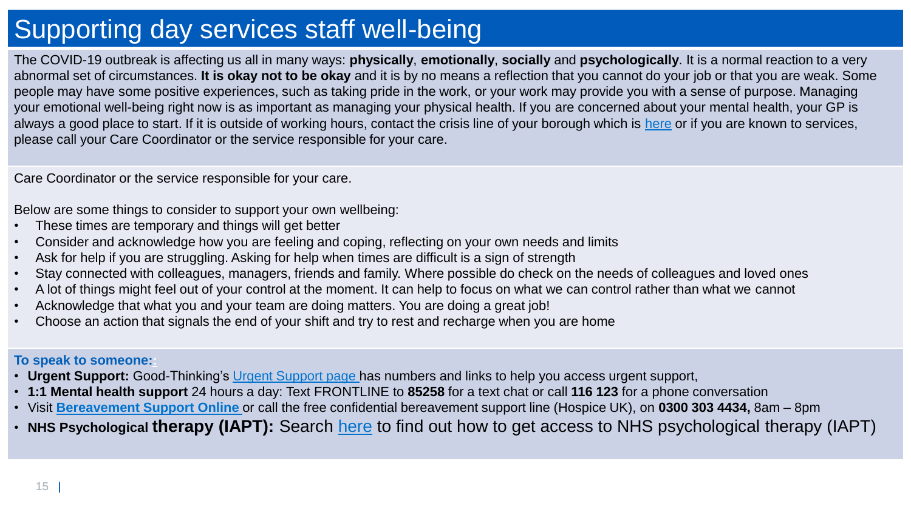# Supporting day services staff well-being

The COVID-19 outbreak is affecting us all in many ways: **physically**, **emotionally**, **socially** and **psychologically**. It is a normal reaction to a very abnormal set of circumstances. **It is okay not to be okay** and it is by no means a reflection that you cannot do your job or that you are weak. Some people may have some positive experiences, such as taking pride in the work, or your work may provide you with a sense of purpose. Managing your emotional well-being right now is as important as managing your physical health. If you are concerned about your mental health, your GP is always a good place to start. If it is outside of working hours, contact the crisis line of your borough which is here or if you are known to services, please call your Care Coordinator or the service responsible for your care.

Care Coordinator or the service responsible for your care.

Below are some things to consider to support your own wellbeing:

- These times are temporary and things will get better
- Consider and acknowledge how you are feeling and coping, reflecting on your own needs and limits
- Ask for help if you are struggling. Asking for help when times are difficult is a sign of strength
- Stay connected with colleagues, managers, friends and family. Where possible do check on the needs of colleagues and loved ones
- A lot of things might feel out of your control at the moment. It can help to focus on what we can control rather than what we cannot
- Acknowledge that what you and your team are doing matters. You are doing a great job!
- Choose an action that signals the end of your shift and try to rest and recharge when you are home

**To speak to someone::**

- **Urgent Support:** Good-Thinking's Urgent Support page has numbers and links to help you access urgent support,
- **1:1 Mental health support** 24 hours a day: Text FRONTLINE to **85258** for a text chat or call **116 123** for a phone conversation
- Visit **Bereavement Support Online** or call the free confidential bereavement support line (Hospice UK), on **0300 303 4434,** 8am – 8pm
- **NHS Psychological therapy (IAPT):** Search here to find out how to get access to NHS psychological therapy (IAPT)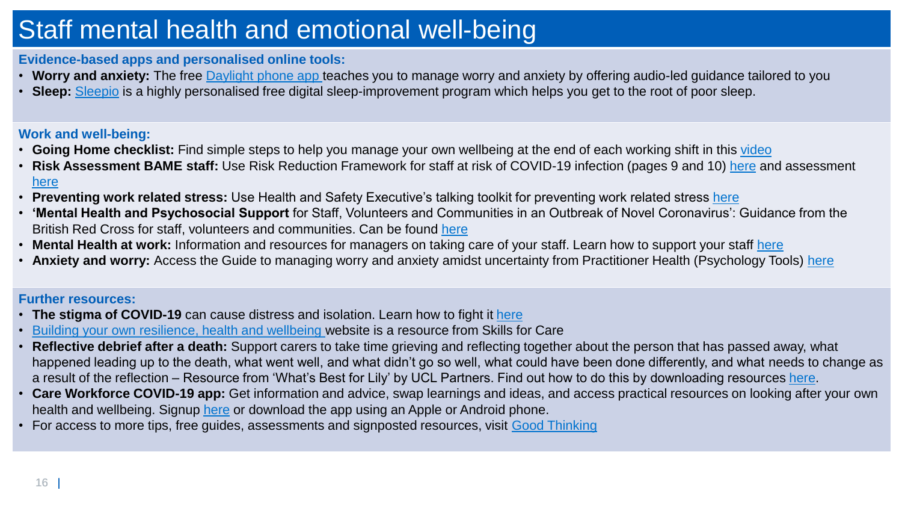# Staff mental health and emotional well-being

**Evidence-based apps and personalised online tools:**

- **Worry and anxiety:** The free Daylight phone app teaches you to manage worry and anxiety by offering audio-led guidance tailored to you
- **Sleep:** Sleepio is a highly personalised free digital sleep-improvement program which helps you get to the root of poor sleep.

**Work and well-being:**

- **Going Home checklist:** Find simple steps to help you manage your own wellbeing at the end of each working shift in this video
- **Risk Assessment BAME staff:** Use Risk Reduction Framework for staff at risk of COVID-19 infection (pages 9 and 10) here and assessment here
- **Preventing work related stress:** Use Health and Safety Executive's talking toolkit for preventing work related stress here
- **'Mental Health and Psychosocial Support** for Staff, Volunteers and Communities in an Outbreak of Novel Coronavirus': Guidance from the British Red Cross for staff, volunteers and communities. Can be found here
- **Mental Health at work:** Information and resources for managers on taking care of your staff. Learn how to support your staff here
- **Anxiety and worry:** Access the Guide to managing worry and anxiety amidst uncertainty from Practitioner Health (Psychology Tools) here

**Further resources:**

- **The stigma of COVID-19** can cause distress and isolation. Learn how to fight it here
- Building your own resilience, health and wellbeing website is a resource from Skills for Care
- **Reflective debrief after a death:** Support carers to take time grieving and reflecting together about the person that has passed away, what happened leading up to the death, what went well, and what didn't go so well, what could have been done differently, and what needs to change as a result of the reflection – Resource from 'What's Best for Lily' by UCL Partners. Find out how to do this by downloading resources here.
- **Care Workforce COVID-19 app:** Get information and advice, swap learnings and ideas, and access practical resources on looking after your own health and wellbeing. Signup here or download the app using an Apple or Android phone.
- For access to more tips, free guides, assessments and signposted resources, visit Good Thinking